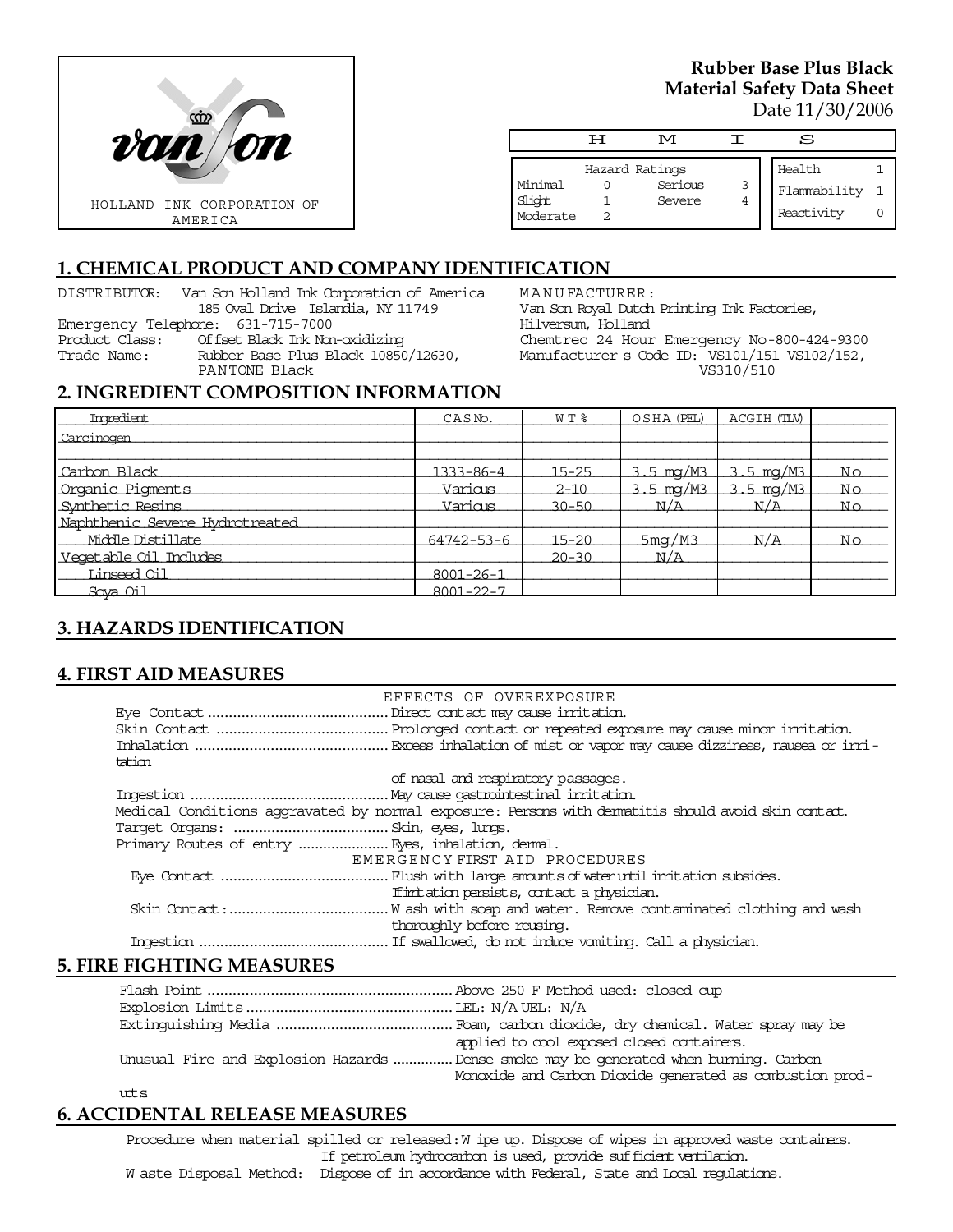HOLLAND INK CORPORATION OF AMERICA

**Rubber Base Plus Black**
**Material Safety Data Sheet**
Date 11/30/2006

| H | M | I | S |
|---|---|---|---|

| Hazard Ratings | | | |
|---|---|---|---|
| Minimal | 0 | Serious | 3 |
| Slight | 1 | Severe | 4 |
| Moderate | 2 | | |

| | |
|---|---|
| Health | 1 |
| Flammability | 1 |
| Reactivity | 0 |

## 1. CHEMICAL PRODUCT AND COMPANY IDENTIFICATION

DISTRIBUTOR: Van Son Holland Ink Corporation of America
185 Oval Drive Islandia, NY 11749
Emergency Telephone: 631-715-7000
Product Class: Offset Black Ink Non-oxidizing
Trade Name: Rubber Base Plus Black 10850/12630, PANTONE Black

MANUFACTURER:
Van Son Royal Dutch Printing Ink Factories,
Hilversum, Holland
Chemtrec 24 Hour Emergency No-800-424-9300
Manufacturer s Code ID: VS101/151 VS102/152, VS310/510

## 2. INGREDIENT COMPOSITION INFORMATION

| Ingredient | CAS No. | W T % | OSHA (PEL) | ACGIH (TLV) | Carcinogen |
|---|---|---|---|---|---|
| Carbon Black | 1333-86-4 | 15-25 | 3.5 mg/M3 | 3.5 mg/M3 | No |
| Organic Pigments | Various | 2-10 | 3.5 mg/M3 | 3.5 mg/M3 | No |
| Synthetic Resins | Various | 30-50 | N/A | N/A | No |
| Naphthenic Severe Hydrotreated Middle Distillate | 64742-53-6 | 15-20 | 5mg/M3 | N/A | No |
| Vegetable Oil Includes | | 20-30 | N/A | | |
| Linseed Oil | 8001-26-1 | | | | |
| Soya Oil | 8001-22-7 | | | | |

## 3. HAZARDS IDENTIFICATION

## 4. FIRST AID MEASURES

EFFECTS OF OVEREXPOSURE

Eye Contact .......... Direct contact may cause irritation.
Skin Contact .......... Prolonged contact or repeated exposure may cause minor irritation.
Inhalation .......... Excess inhalation of mist or vapor may cause dizziness, nausea or irritation of nasal and respiratory passages.
Ingestion .......... May cause gastrointestinal irritation.
Medical Conditions aggravated by normal exposure: Persons with dermatitis should avoid skin contact.
Target Organs: .......... Skin, eyes, lungs.
Primary Routes of entry .......... Eyes, inhalation, dermal.

EMERGENCY FIRST AID PROCEDURES

Eye Contact .......... Flush with large amounts of water until irritation subsides. If irritation persists, contact a physician.
Skin Contact: .......... Wash with soap and water. Remove contaminated clothing and wash thoroughly before reusing.
Ingestion .......... If swallowed, do not induce vomiting. Call a physician.

## 5. FIRE FIGHTING MEASURES

Flash Point .......... Above 250 F Method used: closed cup
Explosion Limits .......... LEL: N/A UEL: N/A
Extinguishing Media .......... Foam, carbon dioxide, dry chemical. Water spray may be applied to cool exposed closed containers.
Unusual Fire and Explosion Hazards .......... Dense smoke may be generated when burning. Carbon Monoxide and Carbon Dioxide generated as combustion products

## 6. ACCIDENTAL RELEASE MEASURES

Procedure when material spilled or released: Wipe up. Dispose of wipes in approved waste containers. If petroleum hydrocarbon is used, provide sufficient ventilation.
Waste Disposal Method: Dispose of in accordance with Federal, State and Local regulations.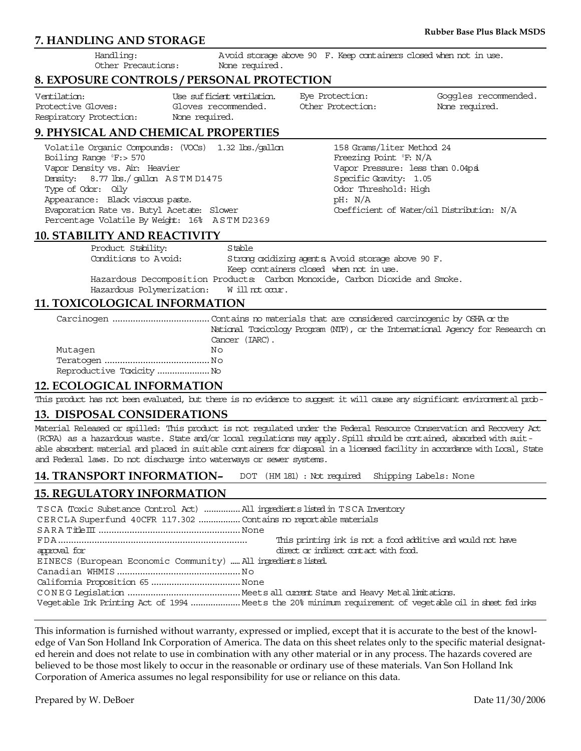## 7. HANDLING AND STORAGE

| | |
|---|---|
| Handling: | Avoid storage above 90 F. Keep containers closed when not in use. |
| Other Precautions: | None required. |

## 8. EXPOSURE CONTROLS / PERSONAL PROTECTION

| | | | |
|---|---|---|---|
| Ventilation: | Use sufficient ventilation. | Eye Protection: | Goggles recommended. |
| Protective Gloves: | Gloves recommended. | Other Protection: | None required. |
| Respiratory Protection: | None required. | | |

## 9. PHYSICAL AND CHEMICAL PROPERTIES

| | |
|---|---|
| Volatile Organic Compounds: (VOCs) 1.32 lbs./gallon | 158 Grams/liter Method 24 |
| Boiling Range °F:> 570 | Freezing Point °F: N/A |
| Vapor Density vs. Air: Heavier | Vapor Pressure: less than 0.04psi |
| Density: 8.77 lbs./gallon ASTM D1475 | Specific Gravity: 1.05 |
| Type of Odor: Oily | Odor Threshold: High |
| Appearance: Black viscous paste. | pH: N/A |
| Evaporation Rate vs. Butyl Acetate: Slower | Coefficient of Water/oil Distribution: N/A |
| Percentage Volatile By Weight: 16% ASTM D2369 | |

## 10. STABILITY AND REACTIVITY

Product Stability: Stable

Conditions to Avoid: Strong oxidizing agents. Avoid storage above 90 F. Keep containers closed when not in use.

Hazardous Decomposition Products: Carbon Monoxide, Carbon Dioxide and Smoke.

Hazardous Polymerization: Will not occur.

## 11. TOXICOLOGICAL INFORMATION

Carcinogen ...................................... Contains no materials that are considered carcinogenic by OSHA or the National Toxicology Program (NTP), or the International Agency for Research on Cancer (IARC).

Mutagen No

Teratogen ......................................... No

Reproductive Toxicity .................... No

## 12. ECOLOGICAL INFORMATION

This product has not been evaluated, but there is no evidence to suggest it will cause any significant environmental prob-

## 13. DISPOSAL CONSIDERATIONS

Material Released or spilled: This product is not regulated under the Federal Resource Conservation and Recovery Act (RCRA) as a hazardous waste. State and/or local regulations may apply. Spill should be contained, absorbed with suitable absorbent material and placed in suitable containers for disposal in a licensed facility in accordance with Local, State and Federal laws. Do not discharge into waterways or sewer systems.

## 14. TRANSPORT INFORMATION– DOT (HM 181) : Not required Shipping Labels: None

## 15. REGULATORY INFORMATION

TSCA (Toxic Substance Control Act) ............... All ingredients listed in TSCA Inventory

CERCLA Superfund 40CFR 117.302 ................ Contains no reportable materials

SARA Title III ....................................................... None

FDA ......................................................................... This printing ink is not a food additive and would not have approval for direct or indirect contact with food.

EINECS (European Economic Community) ..... All ingredients listed.

Canadian WHMIS ................................................ No

California Proposition 65 .................................. None

CONEG Legislation ............................................ Meets all current State and Heavy Metal limitations.

Vegetable Ink Printing Act of 1994 ................... Meets the 20% minimum requirement of vegetable oil in sheet fed inks

---

This information is furnished without warranty, expressed or implied, except that it is accurate to the best of the knowledge of Van Son Holland Ink Corporation of America. The data on this sheet relates only to the specific material designated herein and does not relate to use in combination with any other material or in any process. The hazards covered are believed to be those most likely to occur in the reasonable or ordinary use of these materials. Van Son Holland Ink Corporation of America assumes no legal responsibility for use or reliance on this data.

Prepared by W. DeBoer Date 11/30/2006